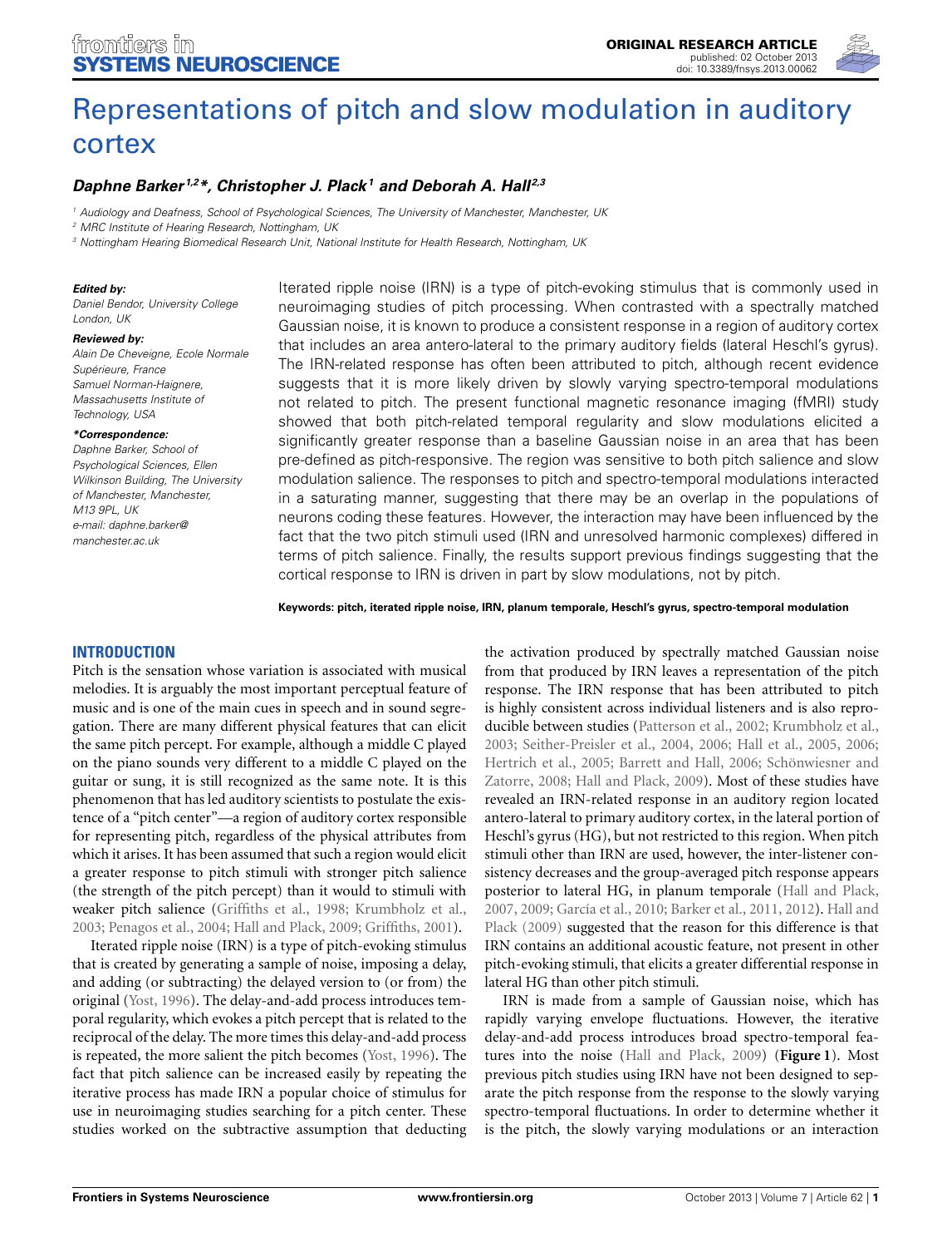ORIGINAL RESEARCH ARTICLE
published: 02 October 2013
doi: 10.3389/fnsys.2013.00062

# Representations of pitch and slow modulation in auditory cortex

***Daphne Barker[1,2]\*, Christopher J. Plack[1] and Deborah A. Hall[2,3]***

[1] Audiology and Deafness, School of Psychological Sciences, The University of Manchester, Manchester, UK
[2] MRC Institute of Hearing Research, Nottingham, UK
[3] Nottingham Hearing Biomedical Research Unit, National Institute for Health Research, Nottingham, UK

***Edited by:***
*Daniel Bendor, University College London, UK*

***Reviewed by:***
*Alain De Cheveigne, Ecole Normale Supérieure, France*
*Samuel Norman-Haignere, Massachusetts Institute of Technology, USA*

***\*Correspondence:***
*Daphne Barker, School of Psychological Sciences, Ellen Wilkinson Building, The University of Manchester, Manchester, M13 9PL, UK*
*e-mail: daphne.barker@manchester.ac.uk*

Iterated ripple noise (IRN) is a type of pitch-evoking stimulus that is commonly used in neuroimaging studies of pitch processing. When contrasted with a spectrally matched Gaussian noise, it is known to produce a consistent response in a region of auditory cortex that includes an area antero-lateral to the primary auditory fields (lateral Heschl's gyrus). The IRN-related response has often been attributed to pitch, although recent evidence suggests that it is more likely driven by slowly varying spectro-temporal modulations not related to pitch. The present functional magnetic resonance imaging (fMRI) study showed that both pitch-related temporal regularity and slow modulations elicited a significantly greater response than a baseline Gaussian noise in an area that has been pre-defined as pitch-responsive. The region was sensitive to both pitch salience and slow modulation salience. The responses to pitch and spectro-temporal modulations interacted in a saturating manner, suggesting that there may be an overlap in the populations of neurons coding these features. However, the interaction may have been influenced by the fact that the two pitch stimuli used (IRN and unresolved harmonic complexes) differed in terms of pitch salience. Finally, the results support previous findings suggesting that the cortical response to IRN is driven in part by slow modulations, not by pitch.

**Keywords: pitch, iterated ripple noise, IRN, planum temporale, Heschl's gyrus, spectro-temporal modulation**

## INTRODUCTION

Pitch is the sensation whose variation is associated with musical melodies. It is arguably the most important perceptual feature of music and is one of the main cues in speech and in sound segregation. There are many different physical features that can elicit the same pitch percept. For example, although a middle C played on the piano sounds very different to a middle C played on the guitar or sung, it is still recognized as the same note. It is this phenomenon that has led auditory scientists to postulate the existence of a "pitch center"—a region of auditory cortex responsible for representing pitch, regardless of the physical attributes from which it arises. It has been assumed that such a region would elicit a greater response to pitch stimuli with stronger pitch salience (the strength of the pitch percept) than it would to stimuli with weaker pitch salience (Griffiths et al., 1998; Krumbholz et al., 2003; Penagos et al., 2004; Hall and Plack, 2009; Griffiths, 2001).

Iterated ripple noise (IRN) is a type of pitch-evoking stimulus that is created by generating a sample of noise, imposing a delay, and adding (or subtracting) the delayed version to (or from) the original (Yost, 1996). The delay-and-add process introduces temporal regularity, which evokes a pitch percept that is related to the reciprocal of the delay. The more times this delay-and-add process is repeated, the more salient the pitch becomes (Yost, 1996). The fact that pitch salience can be increased easily by repeating the iterative process has made IRN a popular choice of stimulus for use in neuroimaging studies searching for a pitch center. These studies worked on the subtractive assumption that deducting the activation produced by spectrally matched Gaussian noise from that produced by IRN leaves a representation of the pitch response. The IRN response that has been attributed to pitch is highly consistent across individual listeners and is also reproducible between studies (Patterson et al., 2002; Krumbholz et al., 2003; Seither-Preisler et al., 2004, 2006; Hall et al., 2005, 2006; Hertrich et al., 2005; Barrett and Hall, 2006; Schönwiesner and Zatorre, 2008; Hall and Plack, 2009). Most of these studies have revealed an IRN-related response in an auditory region located antero-lateral to primary auditory cortex, in the lateral portion of Heschl's gyrus (HG), but not restricted to this region. When pitch stimuli other than IRN are used, however, the inter-listener consistency decreases and the group-averaged pitch response appears posterior to lateral HG, in planum temporale (Hall and Plack, 2007, 2009; García et al., 2010; Barker et al., 2011, 2012). Hall and Plack (2009) suggested that the reason for this difference is that IRN contains an additional acoustic feature, not present in other pitch-evoking stimuli, that elicits a greater differential response in lateral HG than other pitch stimuli.

IRN is made from a sample of Gaussian noise, which has rapidly varying envelope fluctuations. However, the iterative delay-and-add process introduces broad spectro-temporal features into the noise (Hall and Plack, 2009) (**Figure 1**). Most previous pitch studies using IRN have not been designed to separate the pitch response from the response to the slowly varying spectro-temporal fluctuations. In order to determine whether it is the pitch, the slowly varying modulations or an interaction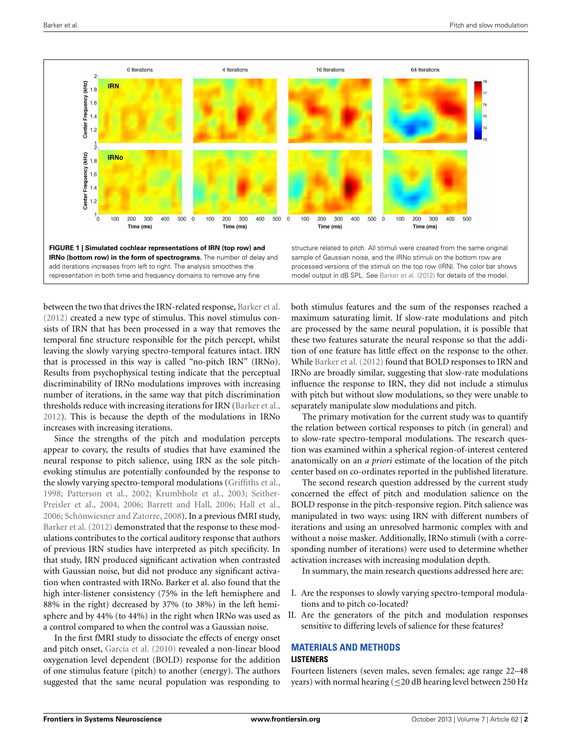FIGURE 1 | Simulated cochlear representations of IRN (top row) and IRNo (bottom row) in the form of spectrograms. The number of delay and add iterations increases from left to right. The analysis smoothes the representation in both time and frequency domains to remove any fine structure related to pitch. All stimuli were created from the same original sample of Gaussian noise, and the IRNo stimuli on the bottom row are processed versions of the stimuli on the top row (IRN). The color bar shows model output in dB SPL. See Barker et al. (2012) for details of the model.

between the two that drives the IRN-related response, Barker et al. (2012) created a new type of stimulus. This novel stimulus consists of IRN that has been processed in a way that removes the temporal fine structure responsible for the pitch percept, whilst leaving the slowly varying spectro-temporal features intact. IRN that is processed in this way is called "no-pitch IRN" (IRNo). Results from psychophysical testing indicate that the perceptual discriminability of IRNo modulations improves with increasing number of iterations, in the same way that pitch discrimination thresholds reduce with increasing iterations for IRN (Barker et al., 2012). This is because the depth of the modulations in IRNo increases with increasing iterations.

Since the strengths of the pitch and modulation percepts appear to covary, the results of studies that have examined the neural response to pitch salience, using IRN as the sole pitch-evoking stimulus are potentially confounded by the response to the slowly varying spectro-temporal modulations (Griffiths et al., 1998; Patterson et al., 2002; Krumbholz et al., 2003; Seither-Preisler et al., 2004, 2006; Barrett and Hall, 2006; Hall et al., 2006; Schönwiesner and Zatorre, 2008). In a previous fMRI study, Barker et al. (2012) demonstrated that the response to these modulations contributes to the cortical auditory response that authors of previous IRN studies have interpreted as pitch specificity. In that study, IRN produced significant activation when contrasted with Gaussian noise, but did not produce any significant activation when contrasted with IRNo. Barker et al. also found that the high inter-listener consistency (75% in the left hemisphere and 88% in the right) decreased by 37% (to 38%) in the left hemisphere and by 44% (to 44%) in the right when IRNo was used as a control compared to when the control was a Gaussian noise.

In the first fMRI study to dissociate the effects of energy onset and pitch onset, García et al. (2010) revealed a non-linear blood oxygenation level dependent (BOLD) response for the addition of one stimulus feature (pitch) to another (energy). The authors suggested that the same neural population was responding to both stimulus features and the sum of the responses reached a maximum saturating limit. If slow-rate modulations and pitch are processed by the same neural population, it is possible that these two features saturate the neural response so that the addition of one feature has little effect on the response to the other. While Barker et al. (2012) found that BOLD responses to IRN and IRNo are broadly similar, suggesting that slow-rate modulations influence the response to IRN, they did not include a stimulus with pitch but without slow modulations, so they were unable to separately manipulate slow modulations and pitch.

The primary motivation for the current study was to quantify the relation between cortical responses to pitch (in general) and to slow-rate spectro-temporal modulations. The research question was examined within a spherical region-of-interest centered anatomically on an *a priori* estimate of the location of the pitch center based on co-ordinates reported in the published literature.

The second research question addressed by the current study concerned the effect of pitch and modulation salience on the BOLD response in the pitch-responsive region. Pitch salience was manipulated in two ways: using IRN with different numbers of iterations and using an unresolved harmonic complex with and without a noise masker. Additionally, IRNo stimuli (with a corresponding number of iterations) were used to determine whether activation increases with increasing modulation depth.

In summary, the main research questions addressed here are:

I. Are the responses to slowly varying spectro-temporal modulations and to pitch co-located?
II. Are the generators of the pitch and modulation responses sensitive to differing levels of salience for these features?

## MATERIALS AND METHODS

### LISTENERS

Fourteen listeners (seven males, seven females; age range 22–48 years) with normal hearing (≤20 dB hearing level between 250 Hz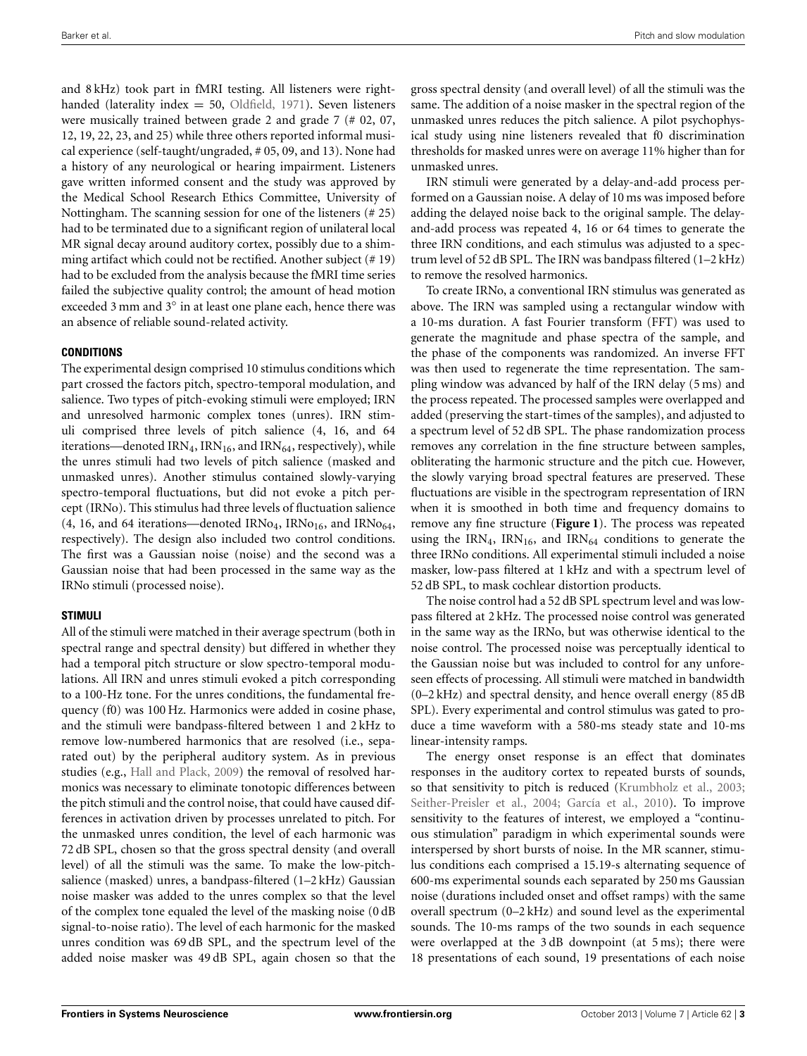and 8 kHz) took part in fMRI testing. All listeners were right-handed (laterality index = 50, Oldfield, 1971). Seven listeners were musically trained between grade 2 and grade 7 (# 02, 07, 12, 19, 22, 23, and 25) while three others reported informal musical experience (self-taught/ungraded, # 05, 09, and 13). None had a history of any neurological or hearing impairment. Listeners gave written informed consent and the study was approved by the Medical School Research Ethics Committee, University of Nottingham. The scanning session for one of the listeners (# 25) had to be terminated due to a significant region of unilateral local MR signal decay around auditory cortex, possibly due to a shimming artifact which could not be rectified. Another subject (# 19) had to be excluded from the analysis because the fMRI time series failed the subjective quality control; the amount of head motion exceeded 3 mm and 3° in at least one plane each, hence there was an absence of reliable sound-related activity.

### CONDITIONS

The experimental design comprised 10 stimulus conditions which part crossed the factors pitch, spectro-temporal modulation, and salience. Two types of pitch-evoking stimuli were employed; IRN and unresolved harmonic complex tones (unres). IRN stimuli comprised three levels of pitch salience (4, 16, and 64 iterations—denoted $IRN_4$, $IRN_{16}$, and $IRN_{64}$, respectively), while the unres stimuli had two levels of pitch salience (masked and unmasked unres). Another stimulus contained slowly-varying spectro-temporal fluctuations, but did not evoke a pitch percept (IRNo). This stimulus had three levels of fluctuation salience (4, 16, and 64 iterations—denoted $IRNo_4$, $IRNo_{16}$, and $IRNo_{64}$, respectively). The design also included two control conditions. The first was a Gaussian noise (noise) and the second was a Gaussian noise that had been processed in the same way as the IRNo stimuli (processed noise).

### STIMULI

All of the stimuli were matched in their average spectrum (both in spectral range and spectral density) but differed in whether they had a temporal pitch structure or slow spectro-temporal modulations. All IRN and unres stimuli evoked a pitch corresponding to a 100-Hz tone. For the unres conditions, the fundamental frequency (f0) was 100 Hz. Harmonics were added in cosine phase, and the stimuli were bandpass-filtered between 1 and 2 kHz to remove low-numbered harmonics that are resolved (i.e., separated out) by the peripheral auditory system. As in previous studies (e.g., Hall and Plack, 2009) the removal of resolved harmonics was necessary to eliminate tonotopic differences between the pitch stimuli and the control noise, that could have caused differences in activation driven by processes unrelated to pitch. For the unmasked unres condition, the level of each harmonic was 72 dB SPL, chosen so that the gross spectral density (and overall level) of all the stimuli was the same. To make the low-pitch-salience (masked) unres, a bandpass-filtered (1–2 kHz) Gaussian noise masker was added to the unres complex so that the level of the complex tone equaled the level of the masking noise (0 dB signal-to-noise ratio). The level of each harmonic for the masked unres condition was 69 dB SPL, and the spectrum level of the added noise masker was 49 dB SPL, again chosen so that the gross spectral density (and overall level) of all the stimuli was the same. The addition of a noise masker in the spectral region of the unmasked unres reduces the pitch salience. A pilot psychophysical study using nine listeners revealed that f0 discrimination thresholds for masked unres were on average 11% higher than for unmasked unres.

IRN stimuli were generated by a delay-and-add process performed on a Gaussian noise. A delay of 10 ms was imposed before adding the delayed noise back to the original sample. The delay-and-add process was repeated 4, 16 or 64 times to generate the three IRN conditions, and each stimulus was adjusted to a spectrum level of 52 dB SPL. The IRN was bandpass filtered (1–2 kHz) to remove the resolved harmonics.

To create IRNo, a conventional IRN stimulus was generated as above. The IRN was sampled using a rectangular window with a 10-ms duration. A fast Fourier transform (FFT) was used to generate the magnitude and phase spectra of the sample, and the phase of the components was randomized. An inverse FFT was then used to regenerate the time representation. The sampling window was advanced by half of the IRN delay (5 ms) and the process repeated. The processed samples were overlapped and added (preserving the start-times of the samples), and adjusted to a spectrum level of 52 dB SPL. The phase randomization process removes any correlation in the fine structure between samples, obliterating the harmonic structure and the pitch cue. However, the slowly varying broad spectral features are preserved. These fluctuations are visible in the spectrogram representation of IRN when it is smoothed in both time and frequency domains to remove any fine structure (**Figure 1**). The process was repeated using the $IRN_4$, $IRN_{16}$, and $IRN_{64}$ conditions to generate the three IRNo conditions. All experimental stimuli included a noise masker, low-pass filtered at 1 kHz and with a spectrum level of 52 dB SPL, to mask cochlear distortion products.

The noise control had a 52 dB SPL spectrum level and was low-pass filtered at 2 kHz. The processed noise control was generated in the same way as the IRNo, but was otherwise identical to the noise control. The processed noise was perceptually identical to the Gaussian noise but was included to control for any unforeseen effects of processing. All stimuli were matched in bandwidth (0–2 kHz) and spectral density, and hence overall energy (85 dB SPL). Every experimental and control stimulus was gated to produce a time waveform with a 580-ms steady state and 10-ms linear-intensity ramps.

The energy onset response is an effect that dominates responses in the auditory cortex to repeated bursts of sounds, so that sensitivity to pitch is reduced (Krumbholz et al., 2003; Seither-Preisler et al., 2004; García et al., 2010). To improve sensitivity to the features of interest, we employed a "continuous stimulation" paradigm in which experimental sounds were interspersed by short bursts of noise. In the MR scanner, stimulus conditions each comprised a 15.19-s alternating sequence of 600-ms experimental sounds each separated by 250 ms Gaussian noise (durations included onset and offset ramps) with the same overall spectrum (0–2 kHz) and sound level as the experimental sounds. The 10-ms ramps of the two sounds in each sequence were overlapped at the 3 dB downpoint (at 5 ms); there were 18 presentations of each sound, 19 presentations of each noise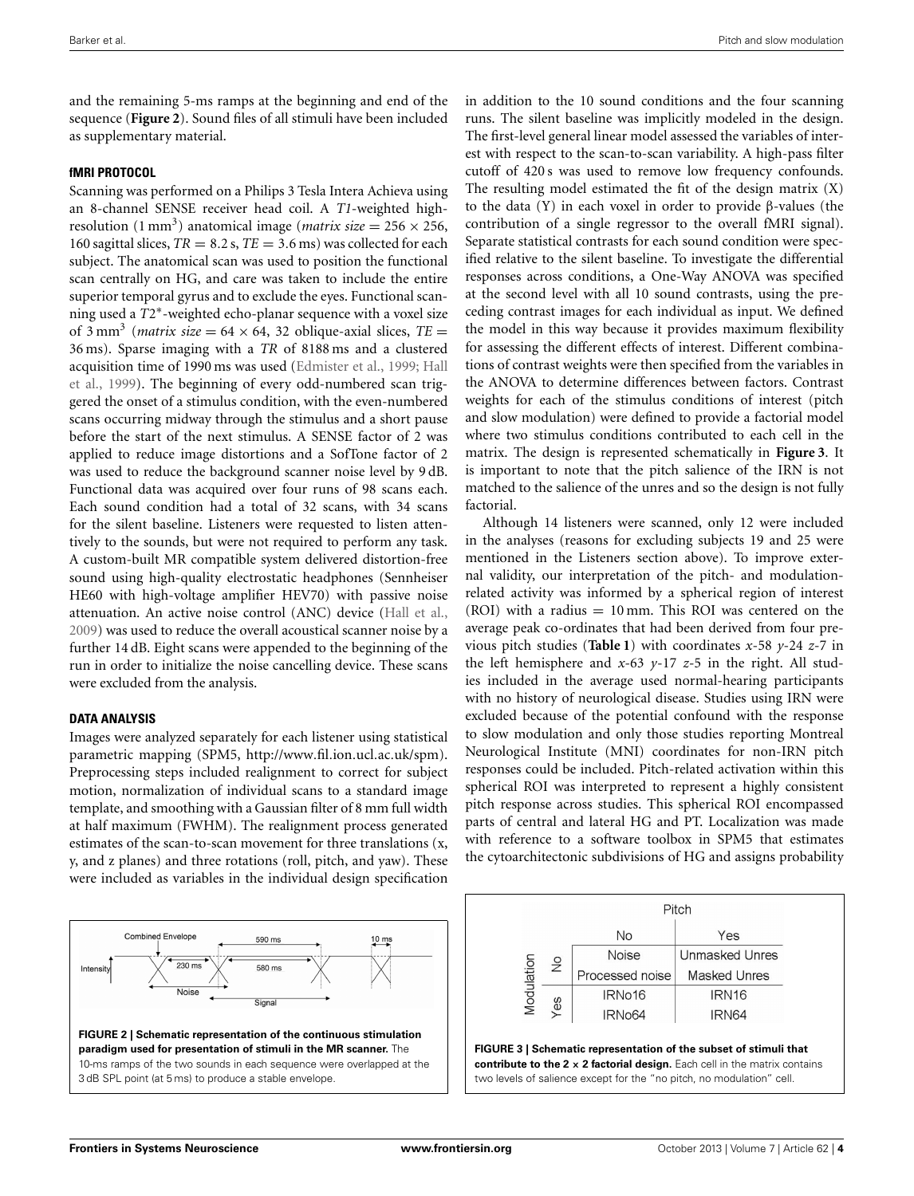and the remaining 5-ms ramps at the beginning and end of the sequence (**Figure 2**). Sound files of all stimuli have been included as supplementary material.

### FMRI PROTOCOL

Scanning was performed on a Philips 3 Tesla Intera Achieva using an 8-channel SENSE receiver head coil. A *T1*-weighted high-resolution (1 $\text{mm}^3$) anatomical image (*matrix size* = 256 × 256, 160 sagittal slices, *TR* = 8.2 s, *TE* = 3.6 ms) was collected for each subject. The anatomical scan was used to position the functional scan centrally on HG, and care was taken to include the entire superior temporal gyrus and to exclude the eyes. Functional scanning used a $T2^*$-weighted echo-planar sequence with a voxel size of 3 $\text{mm}^3$ (*matrix size* = 64 × 64, 32 oblique-axial slices, *TE* = 36 ms). Sparse imaging with a *TR* of 8188 ms and a clustered acquisition time of 1990 ms was used (Edmister et al., 1999; Hall et al., 1999). The beginning of every odd-numbered scan triggered the onset of a stimulus condition, with the even-numbered scans occurring midway through the stimulus and a short pause before the start of the next stimulus. A SENSE factor of 2 was applied to reduce image distortions and a SofTone factor of 2 was used to reduce the background scanner noise level by 9 dB. Functional data was acquired over four runs of 98 scans each. Each sound condition had a total of 32 scans, with 34 scans for the silent baseline. Listeners were requested to listen attentively to the sounds, but were not required to perform any task. A custom-built MR compatible system delivered distortion-free sound using high-quality electrostatic headphones (Sennheiser HE60 with high-voltage amplifier HEV70) with passive noise attenuation. An active noise control (ANC) device (Hall et al., 2009) was used to reduce the overall acoustical scanner noise by a further 14 dB. Eight scans were appended to the beginning of the run in order to initialize the noise cancelling device. These scans were excluded from the analysis.

### DATA ANALYSIS

Images were analyzed separately for each listener using statistical parametric mapping (SPM5, http://www.fil.ion.ucl.ac.uk/spm). Preprocessing steps included realignment to correct for subject motion, normalization of individual scans to a standard image template, and smoothing with a Gaussian filter of 8 mm full width at half maximum (FWHM). The realignment process generated estimates of the scan-to-scan movement for three translations (x, y, and z planes) and three rotations (roll, pitch, and yaw). These were included as variables in the individual design specification in addition to the 10 sound conditions and the four scanning runs. The silent baseline was implicitly modeled in the design. The first-level general linear model assessed the variables of interest with respect to the scan-to-scan variability. A high-pass filter cutoff of 420 s was used to remove low frequency confounds. The resulting model estimated the fit of the design matrix (X) to the data (Y) in each voxel in order to provide β-values (the contribution of a single regressor to the overall fMRI signal). Separate statistical contrasts for each sound condition were specified relative to the silent baseline. To investigate the differential responses across conditions, a One-Way ANOVA was specified at the second level with all 10 sound contrasts, using the preceding contrast images for each individual as input. We defined the model in this way because it provides maximum flexibility for assessing the different effects of interest. Different combinations of contrast weights were then specified from the variables in the ANOVA to determine differences between factors. Contrast weights for each of the stimulus conditions of interest (pitch and slow modulation) were defined to provide a factorial model where two stimulus conditions contributed to each cell in the matrix. The design is represented schematically in **Figure 3**. It is important to note that the pitch salience of the IRN is not matched to the salience of the unres and so the design is not fully factorial.

Although 14 listeners were scanned, only 12 were included in the analyses (reasons for excluding subjects 19 and 25 were mentioned in the Listeners section above). To improve external validity, our interpretation of the pitch- and modulation-related activity was informed by a spherical region of interest (ROI) with a radius = 10 mm. This ROI was centered on the average peak co-ordinates that had been derived from four previous pitch studies (**Table 1**) with coordinates *x*-58 *y*-24 *z*-7 in the left hemisphere and *x*-63 *y*-17 *z*-5 in the right. All studies included in the average used normal-hearing participants with no history of neurological disease. Studies using IRN were excluded because of the potential confound with the response to slow modulation and only those studies reporting Montreal Neurological Institute (MNI) coordinates for non-IRN pitch responses could be included. Pitch-related activation within this spherical ROI was interpreted to represent a highly consistent pitch response across studies. This spherical ROI encompassed parts of central and lateral HG and PT. Localization was made with reference to a software toolbox in SPM5 that estimates the cytoarchitectonic subdivisions of HG and assigns probability

**FIGURE 2 | Schematic representation of the continuous stimulation paradigm used for presentation of stimuli in the MR scanner.** The 10-ms ramps of the two sounds in each sequence were overlapped at the 3 dB SPL point (at 5 ms) to produce a stable envelope.

| | | Pitch | |
|---|---|---|---|
| | | No | Yes |
| Modulation | No | Noise | Unmasked Unres |
| | | Processed noise | Masked Unres |
| | Yes | IRNo16 | IRN16 |
| | | IRNo64 | IRN64 |

**FIGURE 3 | Schematic representation of the subset of stimuli that contribute to the 2 × 2 factorial design.** Each cell in the matrix contains two levels of salience except for the "no pitch, no modulation" cell.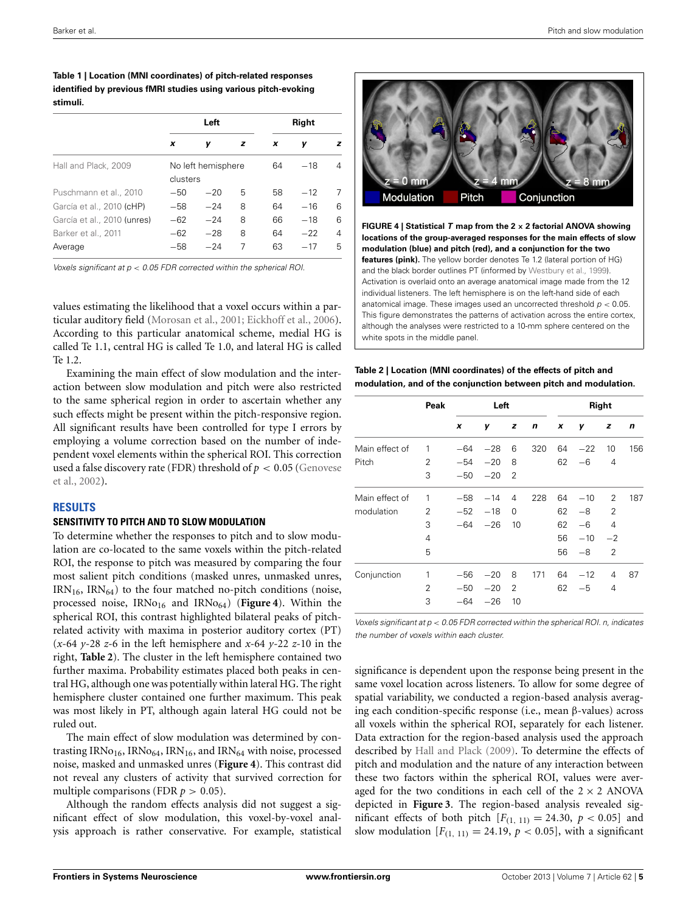**Table 1 | Location (MNI coordinates) of pitch-related responses identified by previous fMRI studies using various pitch-evoking stimuli.**

| | Left | | | Right | | |
|---|---|---|---|---|---|---|
| | *x* | *y* | *z* | *x* | *y* | *z* |
| Hall and Plack, 2009 | No left hemisphere clusters | | | 64 | −18 | 4 |
| Puschmann et al., 2010 | −50 | −20 | 5 | 58 | −12 | 7 |
| García et al., 2010 (cHP) | −58 | −24 | 8 | 64 | −16 | 6 |
| García et al., 2010 (unres) | −62 | −24 | 8 | 66 | −18 | 6 |
| Barker et al., 2011 | −62 | −28 | 8 | 64 | −22 | 4 |
| Average | −58 | −24 | 7 | 63 | −17 | 5 |

*Voxels significant at $p < 0.05$ FDR corrected within the spherical ROI.*

values estimating the likelihood that a voxel occurs within a particular auditory field (Morosan et al., 2001; Eickhoff et al., 2006). According to this particular anatomical scheme, medial HG is called Te 1.1, central HG is called Te 1.0, and lateral HG is called Te 1.2.

Examining the main effect of slow modulation and the interaction between slow modulation and pitch were also restricted to the same spherical region in order to ascertain whether any such effects might be present within the pitch-responsive region. All significant results have been controlled for type I errors by employing a volume correction based on the number of independent voxel elements within the spherical ROI. This correction used a false discovery rate (FDR) threshold of $p < 0.05$ (Genovese et al., 2002).

## RESULTS

### SENSITIVITY TO PITCH AND TO SLOW MODULATION

To determine whether the responses to pitch and to slow modulation are co-located to the same voxels within the pitch-related ROI, the response to pitch was measured by comparing the four most salient pitch conditions (masked unres, unmasked unres, $IRN_{16}$, $IRN_{64}$) to the four matched no-pitch conditions (noise, processed noise, $IRNo_{16}$ and $IRNo_{64}$) (**Figure 4**). Within the spherical ROI, this contrast highlighted bilateral peaks of pitch-related activity with maxima in posterior auditory cortex (PT) (*x*-64 *y*-28 *z*-6 in the left hemisphere and *x*-64 *y*-22 *z*-10 in the right, **Table 2**). The cluster in the left hemisphere contained two further maxima. Probability estimates placed both peaks in central HG, although one was potentially within lateral HG. The right hemisphere cluster contained one further maximum. This peak was most likely in PT, although again lateral HG could not be ruled out.

The main effect of slow modulation was determined by contrasting $IRNo_{16}$, $IRNo_{64}$, $IRN_{16}$, and $IRN_{64}$ with noise, processed noise, masked and unmasked unres (**Figure 4**). This contrast did not reveal any clusters of activity that survived correction for multiple comparisons (FDR $p > 0.05$).

Although the random effects analysis did not suggest a significant effect of slow modulation, this voxel-by-voxel analysis approach is rather conservative. For example, statistical significance is dependent upon the response being present in the same voxel location across listeners. To allow for some degree of spatial variability, we conducted a region-based analysis averaging each condition-specific response (i.e., mean β-values) across all voxels within the spherical ROI, separately for each listener. Data extraction for the region-based analysis used the approach described by Hall and Plack (2009). To determine the effects of pitch and modulation and the nature of any interaction between these two factors within the spherical ROI, values were averaged for the two conditions in each cell of the 2 × 2 ANOVA depicted in **Figure 3**. The region-based analysis revealed significant effects of both pitch [$F_{(1, 11)} = 24.30$, $p < 0.05$] and slow modulation [$F_{(1, 11)} = 24.19$, $p < 0.05$], with a significant

**FIGURE 4 | Statistical *T* map from the 2 × 2 factorial ANOVA showing locations of the group-averaged responses for the main effects of slow modulation (blue) and pitch (red), and a conjunction for the two features (pink).** The yellow border denotes Te 1.2 (lateral portion of HG) and the black border outlines PT (informed by Westbury et al., 1999). Activation is overlaid onto an average anatomical image made from the 12 individual listeners. The left hemisphere is on the left-hand side of each anatomical image. These images used an uncorrected threshold $p < 0.05$. This figure demonstrates the patterns of activation across the entire cortex, although the analyses were restricted to a 10-mm sphere centered on the white spots in the middle panel.

**Table 2 | Location (MNI coordinates) of the effects of pitch and modulation, and of the conjunction between pitch and modulation.**

| | Peak | Left | | | | Right | | | |
|---|---|---|---|---|---|---|---|---|---|
| | | *x* | *y* | *z* | *n* | *x* | *y* | *z* | *n* |
| Main effect of Pitch | 1 | −64 | −28 | 6 | 320 | 64 | −22 | 10 | 156 |
| | 2 | −54 | −20 | 8 | | 62 | −6 | 4 | |
| | 3 | −50 | −20 | 2 | | | | | |
| Main effect of modulation | 1 | −58 | −14 | 4 | 228 | 64 | −10 | 2 | 187 |
| | 2 | −52 | −18 | 0 | | 62 | −8 | 2 | |
| | 3 | −64 | −26 | 10 | | 62 | −6 | 4 | |
| | 4 | | | | | 56 | −10 | −2 | |
| | 5 | | | | | 56 | −8 | 2 | |
| Conjunction | 1 | −56 | −20 | 8 | 171 | 64 | −12 | 4 | 87 |
| | 2 | −50 | −20 | 2 | | 62 | −5 | 4 | |
| | 3 | −64 | −26 | 10 | | | | | |

*Voxels significant at $p < 0.05$ FDR corrected within the spherical ROI. n, indicates the number of voxels within each cluster.*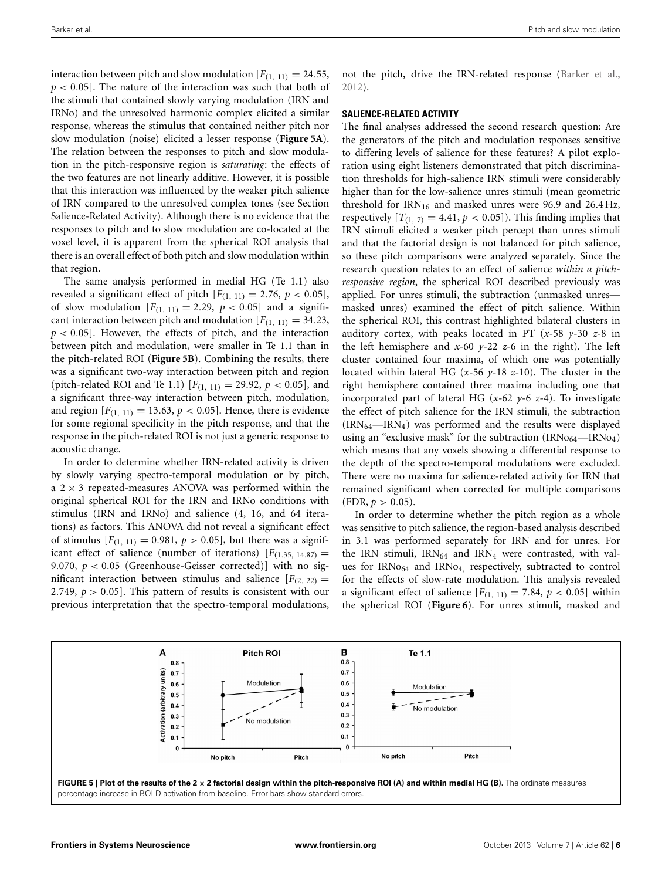interaction between pitch and slow modulation [$F_{(1,\ 11)} = 24.55$, $p < 0.05$]. The nature of the interaction was such that both of the stimuli that contained slowly varying modulation (IRN and IRNo) and the unresolved harmonic complex elicited a similar response, whereas the stimulus that contained neither pitch nor slow modulation (noise) elicited a lesser response (**Figure 5A**). The relation between the responses to pitch and slow modulation in the pitch-responsive region is *saturating*: the effects of the two features are not linearly additive. However, it is possible that this interaction was influenced by the weaker pitch salience of IRN compared to the unresolved complex tones (see Section Salience-Related Activity). Although there is no evidence that the responses to pitch and to slow modulation are co-located at the voxel level, it is apparent from the spherical ROI analysis that there is an overall effect of both pitch and slow modulation within that region.

The same analysis performed in medial HG (Te 1.1) also revealed a significant effect of pitch [$F_{(1,\ 11)} = 2.76$, $p < 0.05$], of slow modulation [$F_{(1,\ 11)} = 2.29$, $p < 0.05$] and a significant interaction between pitch and modulation [$F_{(1,\ 11)} = 34.23$, $p < 0.05$]. However, the effects of pitch, and the interaction between pitch and modulation, were smaller in Te 1.1 than in the pitch-related ROI (**Figure 5B**). Combining the results, there was a significant two-way interaction between pitch and region (pitch-related ROI and Te 1.1) [$F_{(1,\ 11)} = 29.92$, $p < 0.05$], and a significant three-way interaction between pitch, modulation, and region [$F_{(1,\ 11)} = 13.63$, $p < 0.05$]. Hence, there is evidence for some regional specificity in the pitch response, and that the response in the pitch-related ROI is not just a generic response to acoustic change.

In order to determine whether IRN-related activity is driven by slowly varying spectro-temporal modulation or by pitch, a 2 × 3 repeated-measures ANOVA was performed within the original spherical ROI for the IRN and IRNo conditions with stimulus (IRN and IRNo) and salience (4, 16, and 64 iterations) as factors. This ANOVA did not reveal a significant effect of stimulus [$F_{(1,\ 11)} = 0.981$, $p > 0.05$], but there was a significant effect of salience (number of iterations) [$F_{(1.35,\ 14.87)} = 9.070$, $p < 0.05$ (Greenhouse-Geisser corrected)] with no significant interaction between stimulus and salience [$F_{(2,\ 22)} = 2.749$, $p > 0.05$]. This pattern of results is consistent with our previous interpretation that the spectro-temporal modulations, not the pitch, drive the IRN-related response (Barker et al., 2012).

### SALIENCE-RELATED ACTIVITY

The final analyses addressed the second research question: Are the generators of the pitch and modulation responses sensitive to differing levels of salience for these features? A pilot exploration using eight listeners demonstrated that pitch discrimination thresholds for high-salience IRN stimuli were considerably higher than for the low-salience unres stimuli (mean geometric threshold for $IRN_{16}$ and masked unres were 96.9 and 26.4 Hz, respectively [$T_{(1,\ 7)} = 4.41$, $p < 0.05$]). This finding implies that IRN stimuli elicited a weaker pitch percept than unres stimuli and that the factorial design is not balanced for pitch salience, so these pitch comparisons were analyzed separately. Since the research question relates to an effect of salience *within a pitch-responsive region*, the spherical ROI described previously was applied. For unres stimuli, the subtraction (unmasked unres—masked unres) examined the effect of pitch salience. Within the spherical ROI, this contrast highlighted bilateral clusters in auditory cortex, with peaks located in PT (*x*-58 *y*-30 *z*-8 in the left hemisphere and *x*-60 *y*-22 *z*-6 in the right). The left cluster contained four maxima, of which one was potentially located within lateral HG (*x*-56 *y*-18 *z*-10). The cluster in the right hemisphere contained three maxima including one that incorporated part of lateral HG (*x*-62 *y*-6 *z*-4). To investigate the effect of pitch salience for the IRN stimuli, the subtraction ($IRN_{64}$—$IRN_4$) was performed and the results were displayed using an "exclusive mask" for the subtraction ($IRNo_{64}$—$IRNo_4$) which means that any voxels showing a differential response to the depth of the spectro-temporal modulations were excluded. There were no maxima for salience-related activity for IRN that remained significant when corrected for multiple comparisons (FDR, $p > 0.05$).

In order to determine whether the pitch region as a whole was sensitive to pitch salience, the region-based analysis described in 3.1 was performed separately for IRN and for unres. For the IRN stimuli, $IRN_{64}$ and $IRN_4$ were contrasted, with values for $IRNo_{64}$ and $IRNo_4$, respectively, subtracted to control for the effects of slow-rate modulation. This analysis revealed a significant effect of salience [$F_{(1,\ 11)} = 7.84$, $p < 0.05$] within the spherical ROI (**Figure 6**). For unres stimuli, masked and

**FIGURE 5 | Plot of the results of the 2 × 2 factorial design within the pitch-responsive ROI (A) and within medial HG (B).** The ordinate measures percentage increase in BOLD activation from baseline. Error bars show standard errors.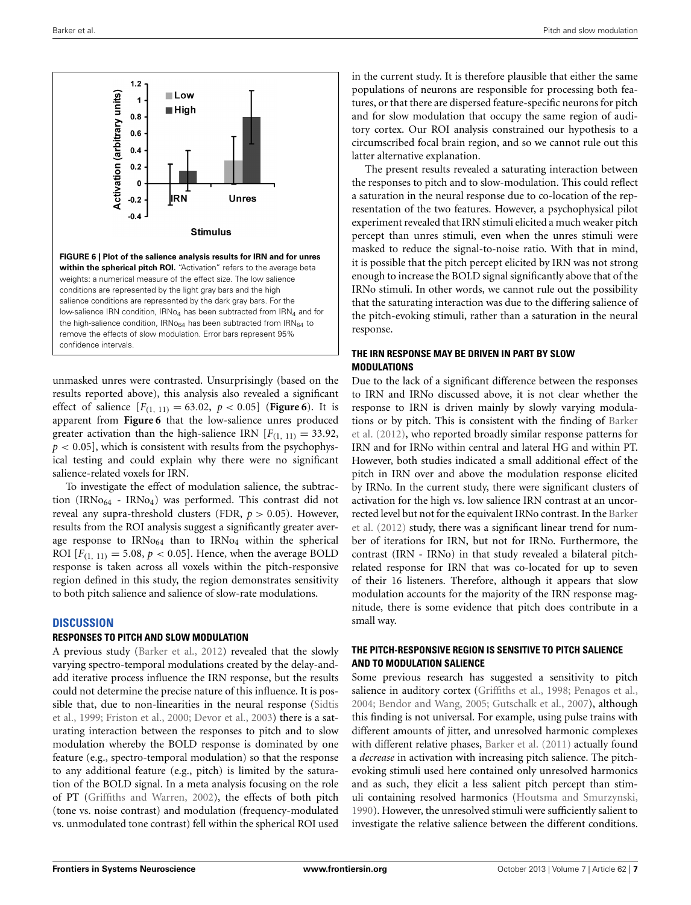**FIGURE 6 | Plot of the salience analysis results for IRN and for unres within the spherical pitch ROI.** "Activation" refers to the average beta weights: a numerical measure of the effect size. The low salience conditions are represented by the light gray bars and the high salience conditions are represented by the dark gray bars. For the low-salience IRN condition, $IRNo_4$ has been subtracted from $IRN_4$ and for the high-salience condition, $IRNo_{64}$ has been subtracted from $IRN_{64}$ to remove the effects of slow modulation. Error bars represent 95% confidence intervals.

unmasked unres were contrasted. Unsurprisingly (based on the results reported above), this analysis also revealed a significant effect of salience [$F_{(1,\ 11)} = 63.02$, $p < 0.05$] (**Figure 6**). It is apparent from **Figure 6** that the low-salience unres produced greater activation than the high-salience IRN [$F_{(1,\ 11)} = 33.92$, $p < 0.05$], which is consistent with results from the psychophysical testing and could explain why there were no significant salience-related voxels for IRN.

To investigate the effect of modulation salience, the subtraction ($IRNo_{64}$ - $IRNo_4$) was performed. This contrast did not reveal any supra-threshold clusters (FDR, $p > 0.05$). However, results from the ROI analysis suggest a significantly greater average response to $IRNo_{64}$ than to $IRNo_4$ within the spherical ROI [$F_{(1,\ 11)} = 5.08$, $p < 0.05$]. Hence, when the average BOLD response is taken across all voxels within the pitch-responsive region defined in this study, the region demonstrates sensitivity to both pitch salience and salience of slow-rate modulations.

## DISCUSSION

### RESPONSES TO PITCH AND SLOW MODULATION

A previous study (Barker et al., 2012) revealed that the slowly varying spectro-temporal modulations created by the delay-and-add iterative process influence the IRN response, but the results could not determine the precise nature of this influence. It is possible that, due to non-linearities in the neural response (Sidtis et al., 1999; Friston et al., 2000; Devor et al., 2003) there is a saturating interaction between the responses to pitch and to slow modulation whereby the BOLD response is dominated by one feature (e.g., spectro-temporal modulation) so that the response to any additional feature (e.g., pitch) is limited by the saturation of the BOLD signal. In a meta analysis focusing on the role of PT (Griffiths and Warren, 2002), the effects of both pitch (tone vs. noise contrast) and modulation (frequency-modulated vs. unmodulated tone contrast) fell within the spherical ROI used in the current study. It is therefore plausible that either the same populations of neurons are responsible for processing both features, or that there are dispersed feature-specific neurons for pitch and for slow modulation that occupy the same region of auditory cortex. Our ROI analysis constrained our hypothesis to a circumscribed focal brain region, and so we cannot rule out this latter alternative explanation.

The present results revealed a saturating interaction between the responses to pitch and to slow-modulation. This could reflect a saturation in the neural response due to co-location of the representation of the two features. However, a psychophysical pilot experiment revealed that IRN stimuli elicited a much weaker pitch percept than unres stimuli, even when the unres stimuli were masked to reduce the signal-to-noise ratio. With that in mind, it is possible that the pitch percept elicited by IRN was not strong enough to increase the BOLD signal significantly above that of the IRNo stimuli. In other words, we cannot rule out the possibility that the saturating interaction was due to the differing salience of the pitch-evoking stimuli, rather than a saturation in the neural response.

### THE IRN RESPONSE MAY BE DRIVEN IN PART BY SLOW MODULATIONS

Due to the lack of a significant difference between the responses to IRN and IRNo discussed above, it is not clear whether the response to IRN is driven mainly by slowly varying modulations or by pitch. This is consistent with the finding of Barker et al. (2012), who reported broadly similar response patterns for IRN and for IRNo within central and lateral HG and within PT. However, both studies indicated a small additional effect of the pitch in IRN over and above the modulation response elicited by IRNo. In the current study, there were significant clusters of activation for the high vs. low salience IRN contrast at an uncorrected level but not for the equivalent IRNo contrast. In the Barker et al. (2012) study, there was a significant linear trend for number of iterations for IRN, but not for IRNo. Furthermore, the contrast (IRN - IRNo) in that study revealed a bilateral pitch-related response for IRN that was co-located for up to seven of their 16 listeners. Therefore, although it appears that slow modulation accounts for the majority of the IRN response magnitude, there is some evidence that pitch does contribute in a small way.

### THE PITCH-RESPONSIVE REGION IS SENSITIVE TO PITCH SALIENCE AND TO MODULATION SALIENCE

Some previous research has suggested a sensitivity to pitch salience in auditory cortex (Griffiths et al., 1998; Penagos et al., 2004; Bendor and Wang, 2005; Gutschalk et al., 2007), although this finding is not universal. For example, using pulse trains with different amounts of jitter, and unresolved harmonic complexes with different relative phases, Barker et al. (2011) actually found a *decrease* in activation with increasing pitch salience. The pitch-evoking stimuli used here contained only unresolved harmonics and as such, they elicit a less salient pitch percept than stimuli containing resolved harmonics (Houtsma and Smurzynski, 1990). However, the unresolved stimuli were sufficiently salient to investigate the relative salience between the different conditions.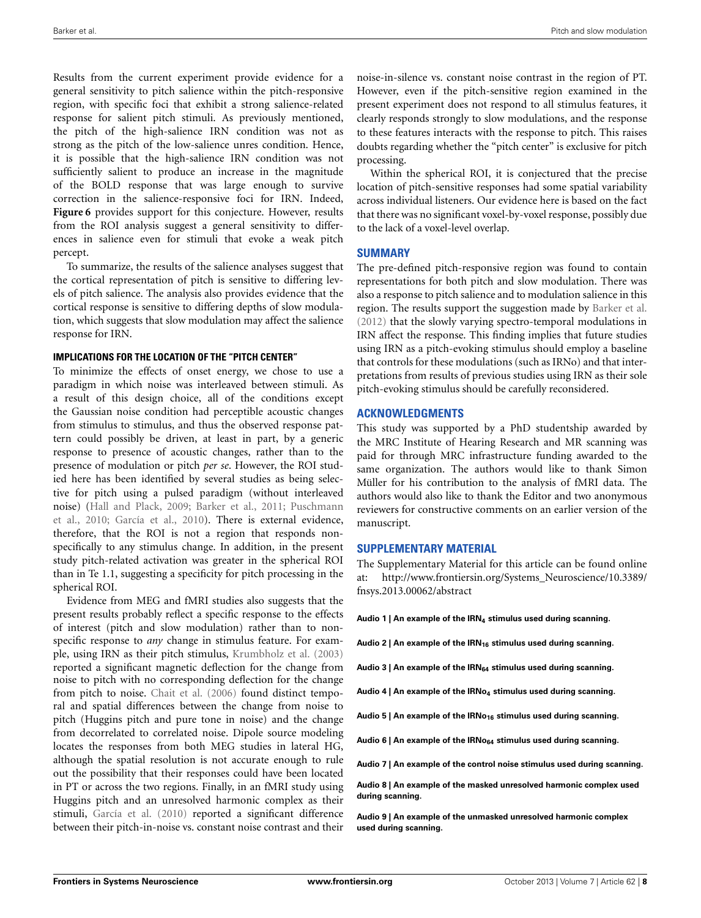Results from the current experiment provide evidence for a general sensitivity to pitch salience within the pitch-responsive region, with specific foci that exhibit a strong salience-related response for salient pitch stimuli. As previously mentioned, the pitch of the high-salience IRN condition was not as strong as the pitch of the low-salience unres condition. Hence, it is possible that the high-salience IRN condition was not sufficiently salient to produce an increase in the magnitude of the BOLD response that was large enough to survive correction in the salience-responsive foci for IRN. Indeed, **Figure 6** provides support for this conjecture. However, results from the ROI analysis suggest a general sensitivity to differences in salience even for stimuli that evoke a weak pitch percept.

To summarize, the results of the salience analyses suggest that the cortical representation of pitch is sensitive to differing levels of pitch salience. The analysis also provides evidence that the cortical response is sensitive to differing depths of slow modulation, which suggests that slow modulation may affect the salience response for IRN.

#### IMPLICATIONS FOR THE LOCATION OF THE "PITCH CENTER"

To minimize the effects of onset energy, we chose to use a paradigm in which noise was interleaved between stimuli. As a result of this design choice, all of the conditions except the Gaussian noise condition had perceptible acoustic changes from stimulus to stimulus, and thus the observed response pattern could possibly be driven, at least in part, by a generic response to presence of acoustic changes, rather than to the presence of modulation or pitch *per se*. However, the ROI studied here has been identified by several studies as being selective for pitch using a pulsed paradigm (without interleaved noise) (Hall and Plack, 2009; Barker et al., 2011; Puschmann et al., 2010; García et al., 2010). There is external evidence, therefore, that the ROI is not a region that responds nonspecifically to any stimulus change. In addition, in the present study pitch-related activation was greater in the spherical ROI than in Te 1.1, suggesting a specificity for pitch processing in the spherical ROI.

Evidence from MEG and fMRI studies also suggests that the present results probably reflect a specific response to the effects of interest (pitch and slow modulation) rather than to nonspecific response to *any* change in stimulus feature. For example, using IRN as their pitch stimulus, Krumbholz et al. (2003) reported a significant magnetic deflection for the change from noise to pitch with no corresponding deflection for the change from pitch to noise. Chait et al. (2006) found distinct temporal and spatial differences between the change from noise to pitch (Huggins pitch and pure tone in noise) and the change from decorrelated to correlated noise. Dipole source modeling locates the responses from both MEG studies in lateral HG, although the spatial resolution is not accurate enough to rule out the possibility that their responses could have been located in PT or across the two regions. Finally, in an fMRI study using Huggins pitch and an unresolved harmonic complex as their stimuli, García et al. (2010) reported a significant difference between their pitch-in-noise vs. constant noise contrast and their noise-in-silence vs. constant noise contrast in the region of PT. However, even if the pitch-sensitive region examined in the present experiment does not respond to all stimulus features, it clearly responds strongly to slow modulations, and the response to these features interacts with the response to pitch. This raises doubts regarding whether the "pitch center" is exclusive for pitch processing.

Within the spherical ROI, it is conjectured that the precise location of pitch-sensitive responses had some spatial variability across individual listeners. Our evidence here is based on the fact that there was no significant voxel-by-voxel response, possibly due to the lack of a voxel-level overlap.

## SUMMARY

The pre-defined pitch-responsive region was found to contain representations for both pitch and slow modulation. There was also a response to pitch salience and to modulation salience in this region. The results support the suggestion made by Barker et al. (2012) that the slowly varying spectro-temporal modulations in IRN affect the response. This finding implies that future studies using IRN as a pitch-evoking stimulus should employ a baseline that controls for these modulations (such as IRNo) and that interpretations from results of previous studies using IRN as their sole pitch-evoking stimulus should be carefully reconsidered.

## ACKNOWLEDGMENTS

This study was supported by a PhD studentship awarded by the MRC Institute of Hearing Research and MR scanning was paid for through MRC infrastructure funding awarded to the same organization. The authors would like to thank Simon Müller for his contribution to the analysis of fMRI data. The authors would also like to thank the Editor and two anonymous reviewers for constructive comments on an earlier version of the manuscript.

## SUPPLEMENTARY MATERIAL

The Supplementary Material for this article can be found online at: http://www.frontiersin.org/Systems_Neuroscience/10.3389/fnsys.2013.00062/abstract

**Audio 1 | An example of the $IRN_4$ stimulus used during scanning.**

**Audio 2 | An example of the $IRN_{16}$ stimulus used during scanning.**

**Audio 3 | An example of the $IRN_{64}$ stimulus used during scanning.**

**Audio 4 | An example of the $IRNo_4$ stimulus used during scanning.**

**Audio 5 | An example of the $IRNo_{16}$ stimulus used during scanning.**

**Audio 6 | An example of the $IRNo_{64}$ stimulus used during scanning.**

**Audio 7 | An example of the control noise stimulus used during scanning.**

**Audio 8 | An example of the masked unresolved harmonic complex used during scanning.**

**Audio 9 | An example of the unmasked unresolved harmonic complex used during scanning.**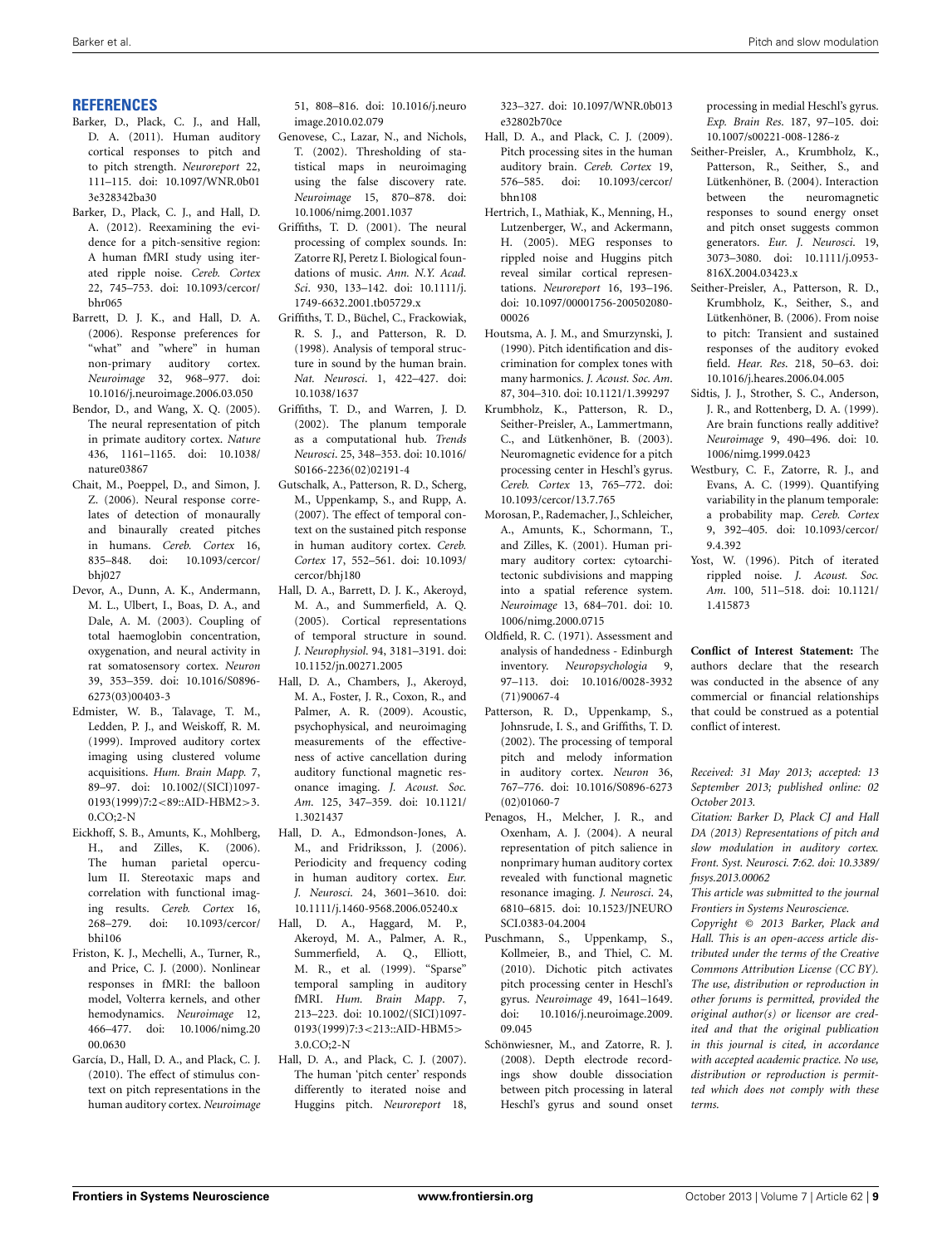## REFERENCES

Barker, D., Plack, C. J., and Hall, D. A. (2011). Human auditory cortical responses to pitch and to pitch strength. *Neuroreport* 22, 111–115. doi: 10.1097/WNR.0b013e328342ba30

Barker, D., Plack, C. J., and Hall, D. A. (2012). Reexamining the evidence for a pitch-sensitive region: A human fMRI study using iterated ripple noise. *Cereb. Cortex* 22, 745–753. doi: 10.1093/cercor/bhr065

Barrett, D. J. K., and Hall, D. A. (2006). Response preferences for "what" and "where" in human non-primary auditory cortex. *Neuroimage* 32, 968–977. doi: 10.1016/j.neuroimage.2006.03.050

Bendor, D., and Wang, X. Q. (2005). The neural representation of pitch in primate auditory cortex. *Nature* 436, 1161–1165. doi: 10.1038/nature03867

Chait, M., Poeppel, D., and Simon, J. Z. (2006). Neural response correlates of detection of monaurally and binaurally created pitches in humans. *Cereb. Cortex* 16, 835–848. doi: 10.1093/cercor/bhj027

Devor, A., Dunn, A. K., Andermann, M. L., Ulbert, I., Boas, D. A., and Dale, A. M. (2003). Coupling of total haemoglobin concentration, oxygenation, and neural activity in rat somatosensory cortex. *Neuron* 39, 353–359. doi: 10.1016/S0896-6273(03)00403-3

Edmister, W. B., Talavage, T. M., Ledden, P. J., and Weiskoff, R. M. (1999). Improved auditory cortex imaging using clustered volume acquisitions. *Hum. Brain Mapp.* 7, 89–97. doi: 10.1002/(SICI)1097-0193(1999)7:2<89::AID-HBM2>3.0.CO;2-N

Eickhoff, S. B., Amunts, K., Mohlberg, H., and Zilles, K. (2006). The human parietal operculum II. Stereotaxic maps and correlation with functional imaging results. *Cereb. Cortex* 16, 268–279. doi: 10.1093/cercor/bhi106

Friston, K. J., Mechelli, A., Turner, R., and Price, C. J. (2000). Nonlinear responses in fMRI: the balloon model, Volterra kernels, and other hemodynamics. *Neuroimage* 12, 466–477. doi: 10.1006/nimg.2000.0630

García, D., Hall, D. A., and Plack, C. J. (2010). The effect of stimulus context on pitch representations in the human auditory cortex. *Neuroimage* 51, 808–816. doi: 10.1016/j.neuroimage.2010.02.079

Genovese, C., Lazar, N., and Nichols, T. (2002). Thresholding of statistical maps in neuroimaging using the false discovery rate. *Neuroimage* 15, 870–878. doi: 10.1006/nimg.2001.1037

Griffiths, T. D. (2001). The neural processing of complex sounds. In: Zatorre RJ, Peretz I. Biological foundations of music. *Ann. N.Y. Acad. Sci.* 930, 133–142. doi: 10.1111/j.1749-6632.2001.tb05729.x

Griffiths, T. D., Büchel, C., Frackowiak, R. S. J., and Patterson, R. D. (1998). Analysis of temporal structure in sound by the human brain. *Nat. Neurosci.* 1, 422–427. doi: 10.1038/1637

Griffiths, T. D., and Warren, J. D. (2002). The planum temporale as a computational hub. *Trends Neurosci.* 25, 348–353. doi: 10.1016/S0166-2236(02)02191-4

Gutschalk, A., Patterson, R. D., Scherg, M., Uppenkamp, S., and Rupp, A. (2007). The effect of temporal context on the sustained pitch response in human auditory cortex. *Cereb. Cortex* 17, 552–561. doi: 10.1093/cercor/bhj180

Hall, D. A., Barrett, D. J. K., Akeroyd, M. A., and Summerfield, A. Q. (2005). Cortical representations of temporal structure in sound. *J. Neurophysiol.* 94, 3181–3191. doi: 10.1152/jn.00271.2005

Hall, D. A., Chambers, J., Akeroyd, M. A., Foster, J. R., Coxon, R., and Palmer, A. R. (2009). Acoustic, psychophysical, and neuroimaging measurements of the effectiveness of active cancellation during auditory functional magnetic resonance imaging. *J. Acoust. Soc. Am.* 125, 347–359. doi: 10.1121/1.3021437

Hall, D. A., Edmondson-Jones, A. M., and Fridriksson, J. (2006). Periodicity and frequency coding in human auditory cortex. *Eur. J. Neurosci.* 24, 3601–3610. doi: 10.1111/j.1460-9568.2006.05240.x

Hall, D. A., Haggard, M. P., Akeroyd, M. A., Palmer, A. R., Summerfield, A. Q., Elliott, M. R., et al. (1999). "Sparse" temporal sampling in auditory fMRI. *Hum. Brain Mapp.* 7, 213–223. doi: 10.1002/(SICI)1097-0193(1999)7:3<213::AID-HBM5>3.0.CO;2-N

Hall, D. A., and Plack, C. J. (2007). The human 'pitch center' responds differently to iterated noise and Huggins pitch. *Neuroreport* 18, 323–327. doi: 10.1097/WNR.0b013e32802b70ce

Hall, D. A., and Plack, C. J. (2009). Pitch processing sites in the human auditory brain. *Cereb. Cortex* 19, 576–585. doi: 10.1093/cercor/bhn108

Hertrich, I., Mathiak, K., Menning, H., Lutzenberger, W., and Ackermann, H. (2005). MEG responses to rippled noise and Huggins pitch reveal similar cortical representations. *Neuroreport* 16, 193–196. doi: 10.1097/00001756-200502080-00026

Houtsma, A. J. M., and Smurzynski, J. (1990). Pitch identification and discrimination for complex tones with many harmonics. *J. Acoust. Soc. Am.* 87, 304–310. doi: 10.1121/1.399297

Krumbholz, K., Patterson, R. D., Seither-Preisler, A., Lammertmann, C., and Lütkenhöner, B. (2003). Neuromagnetic evidence for a pitch processing center in Heschl's gyrus. *Cereb. Cortex* 13, 765–772. doi: 10.1093/cercor/13.7.765

Morosan, P., Rademacher, J., Schleicher, A., Amunts, K., Schormann, T., and Zilles, K. (2001). Human primary auditory cortex: cytoarchitectonic subdivisions and mapping into a spatial reference system. *Neuroimage* 13, 684–701. doi: 10.1006/nimg.2000.0715

Oldfield, R. C. (1971). Assessment and analysis of handedness - Edinburgh inventory. *Neuropsychologia* 9, 97–113. doi: 10.1016/0028-3932(71)90067-4

Patterson, R. D., Uppenkamp, S., Johnsrude, I. S., and Griffiths, T. D. (2002). The processing of temporal pitch and melody information in auditory cortex. *Neuron* 36, 767–776. doi: 10.1016/S0896-6273(02)01060-7

Penagos, H., Melcher, J. R., and Oxenham, A. J. (2004). A neural representation of pitch salience in nonprimary human auditory cortex revealed with functional magnetic resonance imaging. *J. Neurosci.* 24, 6810–6815. doi: 10.1523/JNEUROSCI.0383-04.2004

Puschmann, S., Uppenkamp, S., Kollmeier, B., and Thiel, C. M. (2010). Dichotic pitch activates pitch processing center in Heschl's gyrus. *Neuroimage* 49, 1641–1649. doi: 10.1016/j.neuroimage.2009.09.045

Schönwiesner, M., and Zatorre, R. J. (2008). Depth electrode recordings show double dissociation between pitch processing in lateral Heschl's gyrus and sound onset processing in medial Heschl's gyrus. *Exp. Brain Res.* 187, 97–105. doi: 10.1007/s00221-008-1286-z

Seither-Preisler, A., Krumbholz, K., Patterson, R., Seither, S., and Lütkenhöner, B. (2004). Interaction between the neuromagnetic responses to sound energy onset and pitch onset suggests common generators. *Eur. J. Neurosci.* 19, 3073–3080. doi: 10.1111/j.0953-816X.2004.03423.x

Seither-Preisler, A., Patterson, R. D., Krumbholz, K., Seither, S., and Lütkenhöner, B. (2006). From noise to pitch: Transient and sustained responses of the auditory evoked field. *Hear. Res.* 218, 50–63. doi: 10.1016/j.heares.2006.04.005

Sidtis, J. J., Strother, S. C., Anderson, J. R., and Rottenberg, D. A. (1999). Are brain functions really additive? *Neuroimage* 9, 490–496. doi: 10.1006/nimg.1999.0423

Westbury, C. F., Zatorre, R. J., and Evans, A. C. (1999). Quantifying variability in the planum temporale: a probability map. *Cereb. Cortex* 9, 392–405. doi: 10.1093/cercor/9.4.392

Yost, W. (1996). Pitch of iterated rippled noise. *J. Acoust. Soc. Am.* 100, 511–518. doi: 10.1121/1.415873

**Conflict of Interest Statement:** The authors declare that the research was conducted in the absence of any commercial or financial relationships that could be construed as a potential conflict of interest.

*Received: 31 May 2013; accepted: 13 September 2013; published online: 02 October 2013.*

*Citation: Barker D, Plack CJ and Hall DA (2013) Representations of pitch and slow modulation in auditory cortex. Front. Syst. Neurosci. 7:62. doi: 10.3389/fnsys.2013.00062*

*This article was submitted to the journal Frontiers in Systems Neuroscience.*

*Copyright © 2013 Barker, Plack and Hall. This is an open-access article distributed under the terms of the Creative Commons Attribution License (CC BY). The use, distribution or reproduction in other forums is permitted, provided the original author(s) or licensor are credited and that the original publication in this journal is cited, in accordance with accepted academic practice. No use, distribution or reproduction is permitted which does not comply with these terms.*